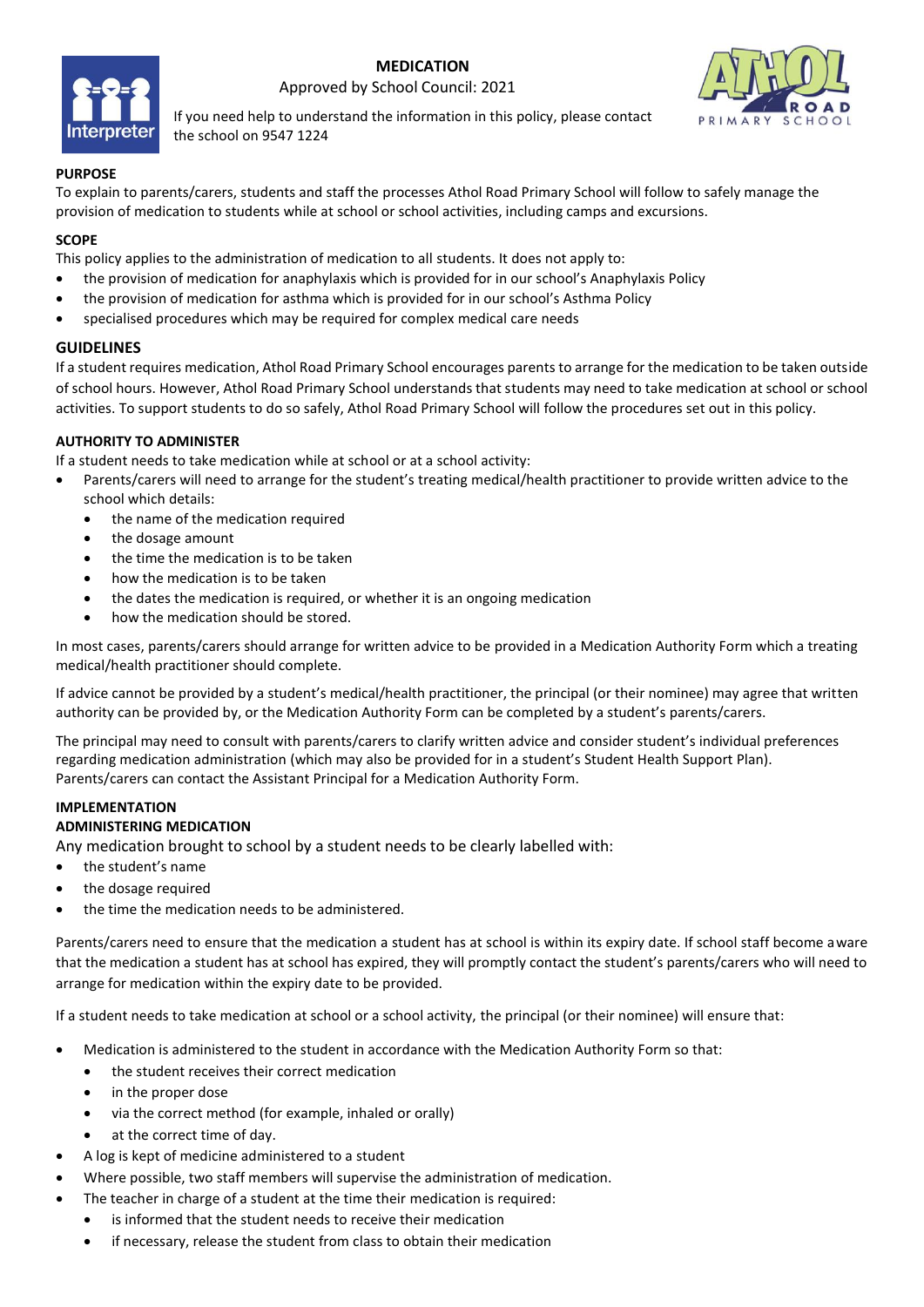# MEDICATION

Approved by School Council: 2021

If you need help to understand the information in this policy, please contact the school on 9547 1224

## PURPOSE

To explain to parents/carers, students and staff the processes Athol Road Primary School will follow to safely manage the provision of medication to students while at school or school activities, including camps and excursions.

## SCOPE

This policy applies to the administration of medication to all students. It does not apply to:

- the provision of medication for anaphylaxis which is provided for in our school's Anaphylaxis Policy
- the provision of medication for asthma which is provided for in our school's Asthma Policy
- specialised procedures which may be required for complex medical care needs

## GUIDELINES

If a student requires medication, Athol Road Primary School encourages parents to arrange for the medication to be taken outside of school hours. However, Athol Road Primary School understands that students may need to take medication at school or school activities. To support students to do so safely, Athol Road Primary School will follow the procedures set out in this policy.

### AUTHORITY TO ADMINISTER

If a student needs to take medication while at school or at a school activity:

- Parents/carers will need to arrange for the student's treating medical/health practitioner to provide written advice to the school which details:
  - the name of the medication required
  - the dosage amount
  - the time the medication is to be taken
  - how the medication is to be taken
  - the dates the medication is required, or whether it is an ongoing medication
  - how the medication should be stored.

In most cases, parents/carers should arrange for written advice to be provided in a Medication Authority Form which a treating medical/health practitioner should complete.

If advice cannot be provided by a student's medical/health practitioner, the principal (or their nominee) may agree that written authority can be provided by, or the Medication Authority Form can be completed by a student's parents/carers.

The principal may need to consult with parents/carers to clarify written advice and consider student's individual preferences regarding medication administration (which may also be provided for in a student's Student Health Support Plan). Parents/carers can contact the Assistant Principal for a Medication Authority Form.

## IMPLEMENTATION

### ADMINISTERING MEDICATION

Any medication brought to school by a student needs to be clearly labelled with:

- the student's name
- the dosage required
- the time the medication needs to be administered.

Parents/carers need to ensure that the medication a student has at school is within its expiry date. If school staff become aware that the medication a student has at school has expired, they will promptly contact the student's parents/carers who will need to arrange for medication within the expiry date to be provided.

If a student needs to take medication at school or a school activity, the principal (or their nominee) will ensure that:

- Medication is administered to the student in accordance with the Medication Authority Form so that:
  - the student receives their correct medication
  - in the proper dose
  - via the correct method (for example, inhaled or orally)
  - at the correct time of day.
- A log is kept of medicine administered to a student
- Where possible, two staff members will supervise the administration of medication.
- The teacher in charge of a student at the time their medication is required:
  - is informed that the student needs to receive their medication
  - if necessary, release the student from class to obtain their medication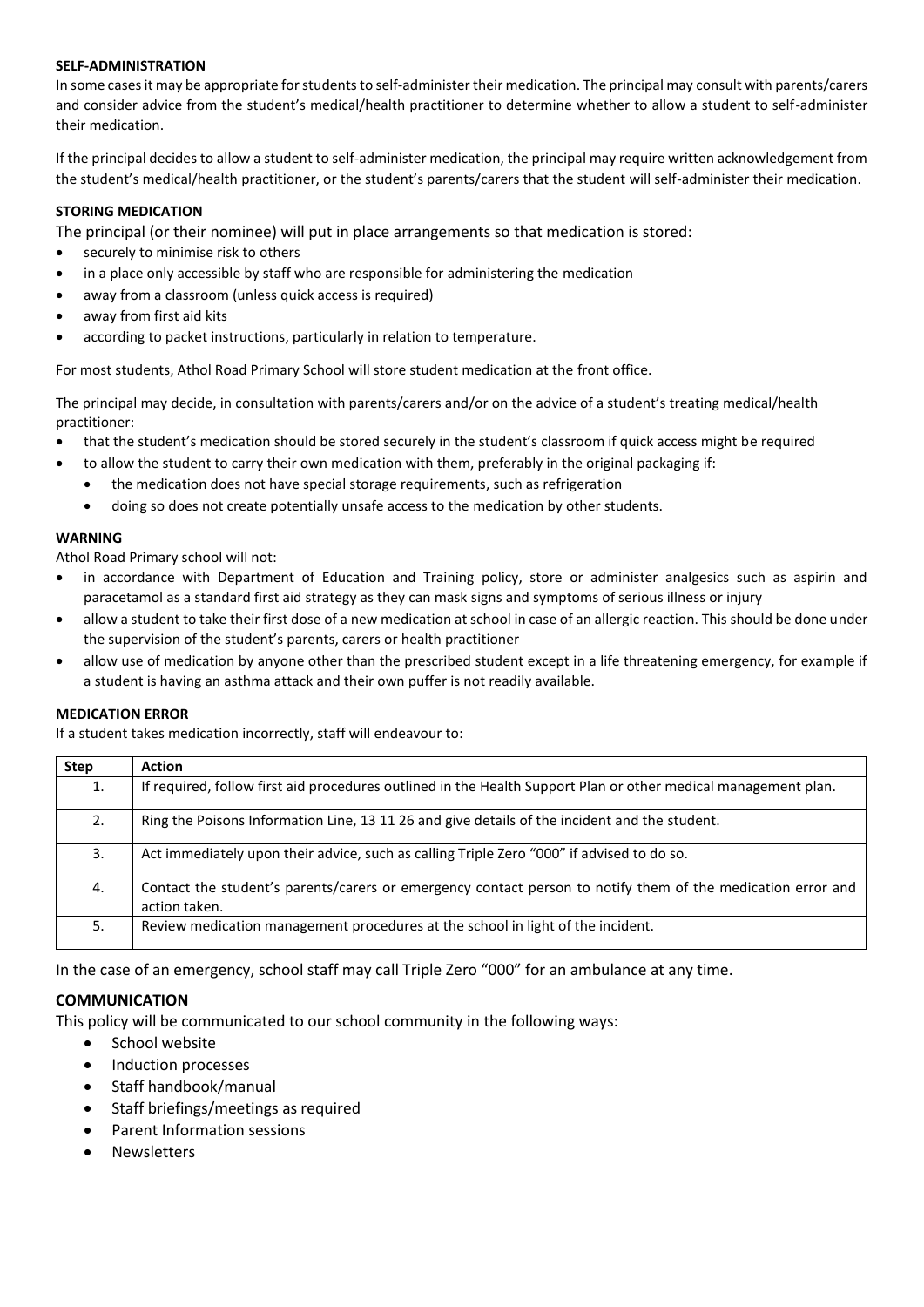**SELF-ADMINISTRATION**

In some cases it may be appropriate for students to self-administer their medication. The principal may consult with parents/carers and consider advice from the student's medical/health practitioner to determine whether to allow a student to self-administer their medication.

If the principal decides to allow a student to self-administer medication, the principal may require written acknowledgement from the student's medical/health practitioner, or the student's parents/carers that the student will self-administer their medication.

**STORING MEDICATION**

The principal (or their nominee) will put in place arrangements so that medication is stored:

- securely to minimise risk to others
- in a place only accessible by staff who are responsible for administering the medication
- away from a classroom (unless quick access is required)
- away from first aid kits
- according to packet instructions, particularly in relation to temperature.

For most students, Athol Road Primary School will store student medication at the front office.

The principal may decide, in consultation with parents/carers and/or on the advice of a student's treating medical/health practitioner:

- that the student's medication should be stored securely in the student's classroom if quick access might be required
- to allow the student to carry their own medication with them, preferably in the original packaging if:
  - the medication does not have special storage requirements, such as refrigeration
  - doing so does not create potentially unsafe access to the medication by other students.

**WARNING**

Athol Road Primary school will not:

- in accordance with Department of Education and Training policy, store or administer analgesics such as aspirin and paracetamol as a standard first aid strategy as they can mask signs and symptoms of serious illness or injury
- allow a student to take their first dose of a new medication at school in case of an allergic reaction. This should be done under the supervision of the student's parents, carers or health practitioner
- allow use of medication by anyone other than the prescribed student except in a life threatening emergency, for example if a student is having an asthma attack and their own puffer is not readily available.

**MEDICATION ERROR**

If a student takes medication incorrectly, staff will endeavour to:

| Step | Action |
|---|---|
| 1. | If required, follow first aid procedures outlined in the Health Support Plan or other medical management plan. |
| 2. | Ring the Poisons Information Line, 13 11 26 and give details of the incident and the student. |
| 3. | Act immediately upon their advice, such as calling Triple Zero "000" if advised to do so. |
| 4. | Contact the student's parents/carers or emergency contact person to notify them of the medication error and action taken. |
| 5. | Review medication management procedures at the school in light of the incident. |

In the case of an emergency, school staff may call Triple Zero "000" for an ambulance at any time.

## COMMUNICATION

This policy will be communicated to our school community in the following ways:

- School website
- Induction processes
- Staff handbook/manual
- Staff briefings/meetings as required
- Parent Information sessions
- Newsletters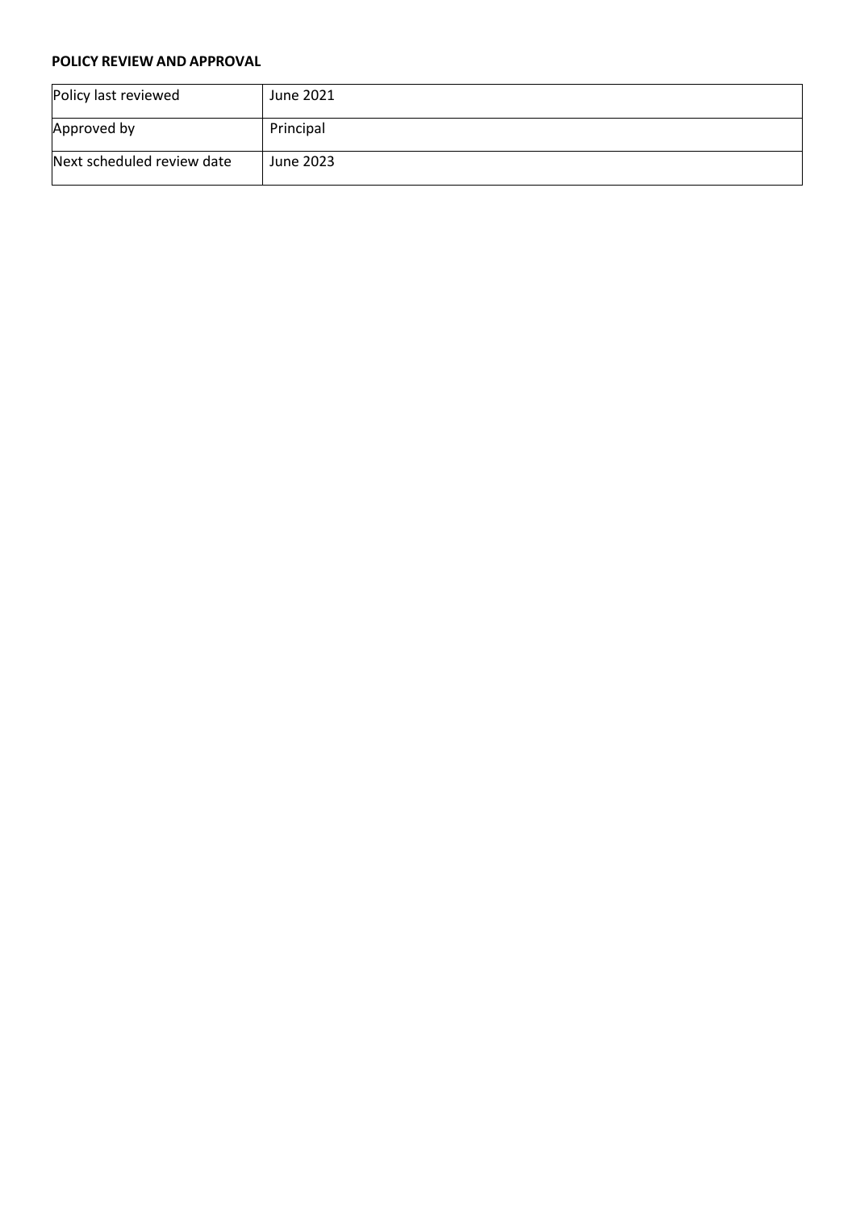**POLICY REVIEW AND APPROVAL**

| | |
|---|---|
| Policy last reviewed | June 2021 |
| Approved by | Principal |
| Next scheduled review date | June 2023 |